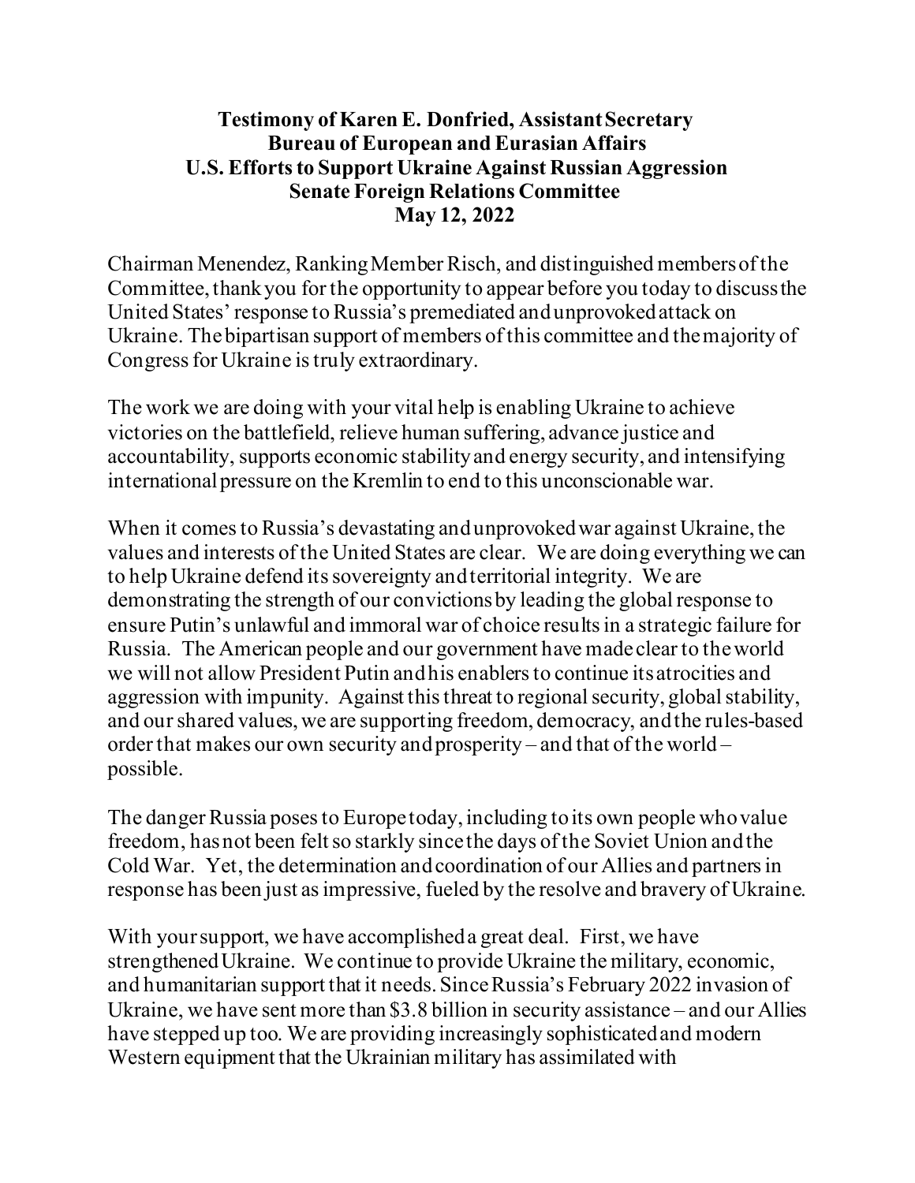**Testimony of Karen E. Donfried, Assistant Secretary**
**Bureau of European and Eurasian Affairs**
**U.S. Efforts to Support Ukraine Against Russian Aggression**
**Senate Foreign Relations Committee**
**May 12, 2022**

Chairman Menendez, Ranking Member Risch, and distinguished members of the Committee, thank you for the opportunity to appear before you today to discuss the United States' response to Russia's premediated and unprovoked attack on Ukraine. The bipartisan support of members of this committee and the majority of Congress for Ukraine is truly extraordinary.

The work we are doing with your vital help is enabling Ukraine to achieve victories on the battlefield, relieve human suffering, advance justice and accountability, supports economic stability and energy security, and intensifying international pressure on the Kremlin to end to this unconscionable war.

When it comes to Russia's devastating and unprovoked war against Ukraine, the values and interests of the United States are clear. We are doing everything we can to help Ukraine defend its sovereignty and territorial integrity. We are demonstrating the strength of our convictions by leading the global response to ensure Putin's unlawful and immoral war of choice results in a strategic failure for Russia. The American people and our government have made clear to the world we will not allow President Putin and his enablers to continue its atrocities and aggression with impunity. Against this threat to regional security, global stability, and our shared values, we are supporting freedom, democracy, and the rules-based order that makes our own security and prosperity – and that of the world – possible.

The danger Russia poses to Europe today, including to its own people who value freedom, has not been felt so starkly since the days of the Soviet Union and the Cold War. Yet, the determination and coordination of our Allies and partners in response has been just as impressive, fueled by the resolve and bravery of Ukraine.

With your support, we have accomplished a great deal. First, we have strengthened Ukraine. We continue to provide Ukraine the military, economic, and humanitarian support that it needs. Since Russia's February 2022 invasion of Ukraine, we have sent more than $3.8 billion in security assistance – and our Allies have stepped up too. We are providing increasingly sophisticated and modern Western equipment that the Ukrainian military has assimilated with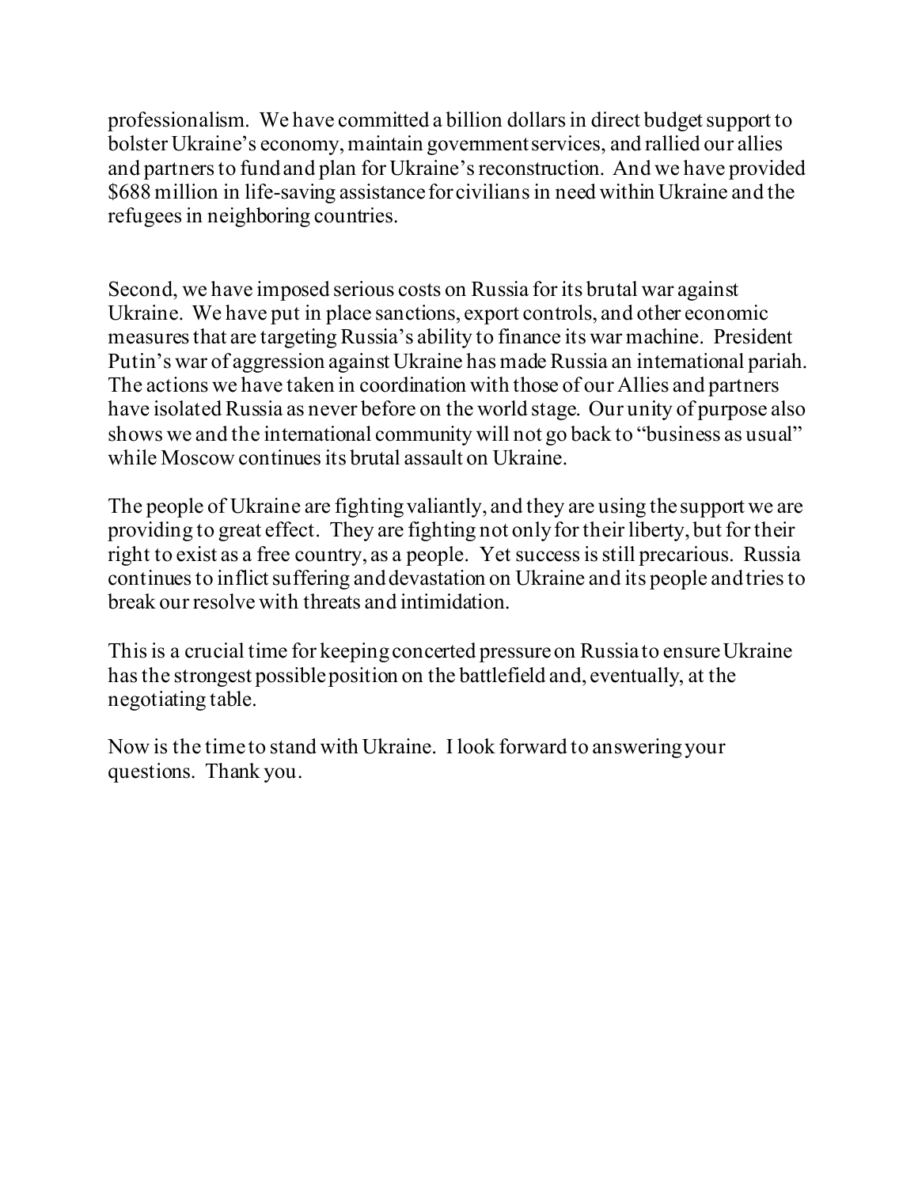professionalism. We have committed a billion dollars in direct budget support to bolster Ukraine's economy, maintain government services, and rallied our allies and partners to fund and plan for Ukraine's reconstruction. And we have provided $688 million in life-saving assistance for civilians in need within Ukraine and the refugees in neighboring countries.

Second, we have imposed serious costs on Russia for its brutal war against Ukraine. We have put in place sanctions, export controls, and other economic measures that are targeting Russia's ability to finance its war machine. President Putin's war of aggression against Ukraine has made Russia an international pariah. The actions we have taken in coordination with those of our Allies and partners have isolated Russia as never before on the world stage. Our unity of purpose also shows we and the international community will not go back to "business as usual" while Moscow continues its brutal assault on Ukraine.

The people of Ukraine are fighting valiantly, and they are using the support we are providing to great effect. They are fighting not only for their liberty, but for their right to exist as a free country, as a people. Yet success is still precarious. Russia continues to inflict suffering and devastation on Ukraine and its people and tries to break our resolve with threats and intimidation.

This is a crucial time for keeping concerted pressure on Russia to ensure Ukraine has the strongest possible position on the battlefield and, eventually, at the negotiating table.

Now is the time to stand with Ukraine. I look forward to answering your questions. Thank you.